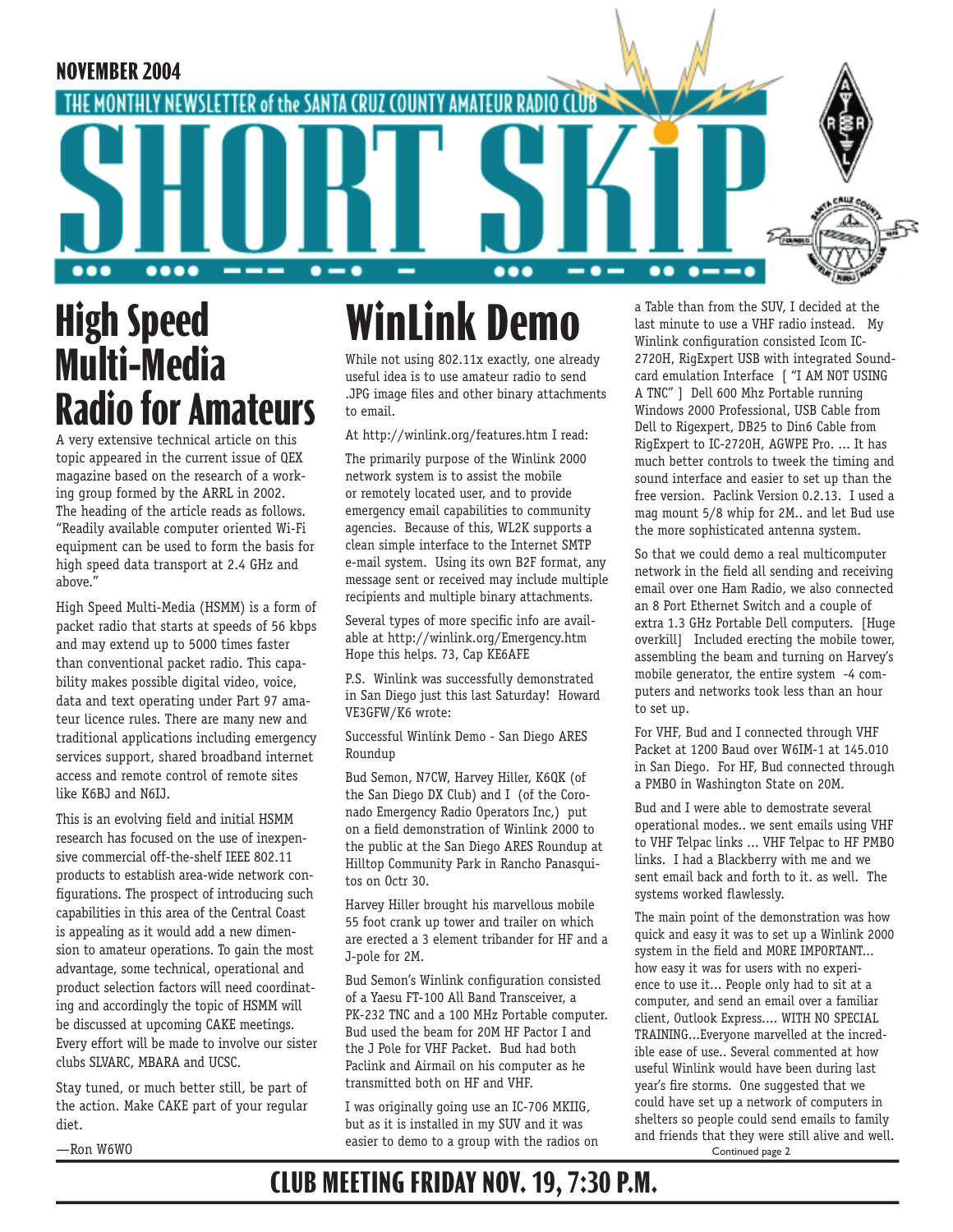NOVEMBER 2004

THE MONTHLY NEWSLETTER of the SANTA CRUZ COUNTY AMATEUR RADIO CLUB

# SHORT SKiP

## High Speed Multi-Media Radio for Amateurs

A very extensive technical article on this topic appeared in the current issue of QEX magazine based on the research of a working group formed by the ARRL in 2002. The heading of the article reads as follows. "Readily available computer oriented Wi-Fi equipment can be used to form the basis for high speed data transport at 2.4 GHz and above."

High Speed Multi-Media (HSMM) is a form of packet radio that starts at speeds of 56 kbps and may extend up to 5000 times faster than conventional packet radio. This capability makes possible digital video, voice, data and text operating under Part 97 amateur licence rules. There are many new and traditional applications including emergency services support, shared broadband internet access and remote control of remote sites like K6BJ and N6IJ.

This is an evolving field and initial HSMM research has focused on the use of inexpensive commercial off-the-shelf IEEE 802.11 products to establish area-wide network configurations. The prospect of introducing such capabilities in this area of the Central Coast is appealing as it would add a new dimension to amateur operations. To gain the most advantage, some technical, operational and product selection factors will need coordinating and accordingly the topic of HSMM will be discussed at upcoming CAKE meetings. Every effort will be made to involve our sister clubs SLVARC, MBARA and UCSC.

Stay tuned, or much better still, be part of the action. Make CAKE part of your regular diet.

—Ron W6WO

## WinLink Demo

While not using 802.11x exactly, one already useful idea is to use amateur radio to send .JPG image files and other binary attachments to email.

At http://winlink.org/features.htm I read:

The primarily purpose of the Winlink 2000 network system is to assist the mobile or remotely located user, and to provide emergency email capabilities to community agencies. Because of this, WL2K supports a clean simple interface to the Internet SMTP e-mail system. Using its own B2F format, any message sent or received may include multiple recipients and multiple binary attachments.

Several types of more specific info are available at http://winlink.org/Emergency.htm Hope this helps. 73, Cap KE6AFE

P.S. Winlink was successfully demonstrated in San Diego just this last Saturday! Howard VE3GFW/K6 wrote:

Successful Winlink Demo - San Diego ARES Roundup

Bud Semon, N7CW, Harvey Hiller, K6QK (of the San Diego DX Club) and I (of the Coronado Emergency Radio Operators Inc,) put on a field demonstration of Winlink 2000 to the public at the San Diego ARES Roundup at Hilltop Community Park in Rancho Panasquitos on Octr 30.

Harvey Hiller brought his marvellous mobile 55 foot crank up tower and trailer on which are erected a 3 element tribander for HF and a J-pole for 2M.

Bud Semon's Winlink configuration consisted of a Yaesu FT-100 All Band Transceiver, a PK-232 TNC and a 100 MHz Portable computer. Bud used the beam for 20M HF Factor I and the J Pole for VHF Packet. Bud had both Paclink and Airmail on his computer as he transmitted both on HF and VHF.

I was originally going use an IC-706 MKIIG, but as it is installed in my SUV and it was easier to demo to a group with the radios on a Table than from the SUV, I decided at the last minute to use a VHF radio instead. My Winlink configuration consisted Icom IC-2720H, RigExpert USB with integrated Soundcard emulation Interface [ "I AM NOT USING A TNC" ] Dell 600 Mhz Portable running Windows 2000 Professional, USB Cable from Dell to Rigexpert, DB25 to Din6 Cable from RigExpert to IC-2720H, AGWPE Pro. ... It has much better controls to tweek the timing and sound interface and easier to set up than the free version. Paclink Version 0.2.13. I used a mag mount 5/8 whip for 2M.. and let Bud use the more sophisticated antenna system.

So that we could demo a real multicomputer network in the field all sending and receiving email over one Ham Radio, we also connected an 8 Port Ethernet Switch and a couple of extra 1.3 GHz Portable Dell computers. [Huge overkill] Included erecting the mobile tower, assembling the beam and turning on Harvey's mobile generator, the entire system -4 computers and networks took less than an hour to set up.

For VHF, Bud and I connected through VHF Packet at 1200 Baud over W6IM-1 at 145.010 in San Diego. For HF, Bud connected through a PMBO in Washington State on 20M.

Bud and I were able to demostrate several operational modes.. we sent emails using VHF to VHF Telpac links ... VHF Telpac to HF PMBO links. I had a Blackberry with me and we sent email back and forth to it. as well. The systems worked flawlessly.

The main point of the demonstration was how quick and easy it was to set up a Winlink 2000 system in the field and MORE IMPORTANT... how easy it was for users with no experience to use it... People only had to sit at a computer, and send an email over a familiar client, Outlook Express.... WITH NO SPECIAL TRAINING...Everyone marvelled at the incredible ease of use.. Several commented at how useful Winlink would have been during last year's fire storms. One suggested that we could have set up a network of computers in shelters so people could send emails to family and friends that they were still alive and well.

Continued page 2

**CLUB MEETING FRIDAY NOV. 19, 7:30 P.M.**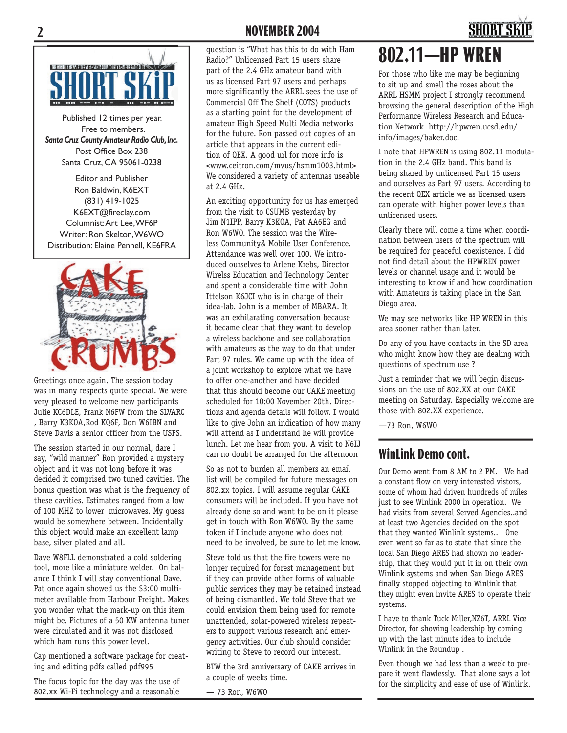Published 12 times per year.
Free to members.
***Santa Cruz County Amateur Radio Club, Inc.***
Post Office Box 238
Santa Cruz, CA 95061-0238

Editor and Publisher
Ron Baldwin, K6EXT
(831) 419-1025
K6EXT@fireclay.com
Columnist: Art Lee, WF6P
Writer: Ron Skelton, W6WO
Distribution: Elaine Pennell, KE6FRA

# CAKE CRUMBS

Greetings once again. The session today was in many respects quite special. We were very pleased to welcome new participants Julie KC6DLE, Frank N6FW from the SLVARC , Barry K3KOA,Rod KQ6F, Don W6IBN and Steve Davis a senior officer from the USFS.

The session started in our normal, dare I say, "wild manner" Ron provided a mystery object and it was not long before it was decided it comprised two tuned cavities. The bonus question was what is the frequency of these cavities. Estimates ranged from a low of 100 MHZ to lower microwaves. My guess would be somewhere between. Incidentally this object would make an excellent lamp base, silver plated and all.

Dave W8FLL demonstrated a cold soldering tool, more like a miniature welder. On balance I think I will stay conventional Dave. Pat once again showed us the $3:00 multimeter available from Harbour Freight. Makes you wonder what the mark-up on this item might be. Pictures of a 50 KW antenna tuner were circulated and it was not disclosed which ham runs this power level.

Cap mentioned a software package for creating and editing pdfs called pdf995

The focus topic for the day was the use of 802.xx Wi-Fi technology and a reasonable question is "What has this to do with Ham Radio?" Unlicensed Part 15 users share part of the 2.4 GHz amateur band with us as licensed Part 97 users and perhaps more significantly the ARRL sees the use of Commercial Off The Shelf (COTS) products as a starting point for the development of amateur High Speed Multi Media networks for the future. Ron passed out copies of an article that appears in the current edition of QEX. A good url for more info is <www.ceitron.com/mvus/hsmm1003.html> We considered a variety of antennas useable at 2.4 GHz.

An exciting opportunity for us has emerged from the visit to CSUMB yesterday by Jim N1IPP, Barry K3KOA, Pat AA6EG and Ron W6WO. The session was the Wireless Community& Mobile User Conference. Attendance was well over 100. We introduced ourselves to Arlene Krebs, Director Wirelss Education and Technology Center and spent a considerable time with John Ittelson K6JCI who is in charge of their idea-lab. John is a member of MBARA. It was an exhilarating conversation because it became clear that they want to develop a wireless backbone and see collaboration with amateurs as the way to do that under Part 97 rules. We came up with the idea of a joint workshop to explore what we have to offer one-another and have decided that this should become our CAKE meeting scheduled for 10:00 November 20th. Directions and agenda details will follow. I would like to give John an indication of how many will attend as I understand he will provide lunch. Let me hear from you. A visit to N6IJ can no doubt be arranged for the afternoon

So as not to burden all members an email list will be compiled for future messages on 802.xx topics. I will assume regular CAKE consumers will be included. If you have not already done so and want to be on it please get in touch with Ron W6WO. By the same token if I include anyone who does not need to be involved, be sure to let me know.

Steve told us that the fire towers were no longer required for forest management but if they can provide other forms of valuable public services they may be retained instead of being dismantled. We told Steve that we could envision them being used for remote unattended, solar-powered wireless repeaters to support various research and emergency activities. Our club should consider writing to Steve to record our interest.

BTW the 3rd anniversary of CAKE arrives in a couple of weeks time.

— 73 Ron, W6WO

# 802.11—HP WREN

For those who like me may be beginning to sit up and smell the roses about the ARRL HSMM project I strongly recommend browsing the general description of the High Performance Wireless Research and Education Network. http://hpwren.ucsd.edu/info/images/baker.doc.

I note that HPWREN is using 802.11 modulation in the 2.4 GHz band. This band is being shared by unlicensed Part 15 users and ourselves as Part 97 users. According to the recent QEX article we as licensed users can operate with higher power levels than unlicensed users.

Clearly there will come a time when coordination between users of the spectrum will be required for peaceful coexistence. I did not find detail about the HPWREN power levels or channel usage and it would be interesting to know if and how coordination with Amateurs is taking place in the San Diego area.

We may see networks like HP WREN in this area sooner rather than later.

Do any of you have contacts in the SD area who might know how they are dealing with questions of spectrum use ?

Just a reminder that we will begin discussions on the use of 802.XX at our CAKE meeting on Saturday. Especially welcome are those with 802.XX experience.

—73 Ron, W6WO

## WinLink Demo cont.

Our Demo went from 8 AM to 2 PM. We had a constant flow on very interested vistors, some of whom had driven hundreds of miles just to see Winlink 2000 in operation. We had visits from several Served Agencies..and at least two Agencies decided on the spot that they wanted Winlink systems.. One even went so far as to state that since the local San Diego ARES had shown no leadership, that they would put it in on their own Winlink systems and when San Diego ARES finally stopped objecting to Winlink that they might even invite ARES to operate their systems.

I have to thank Tuck Miller,NZ6T, ARRL Vice Director, for showing leadership by coming up with the last minute idea to include Winlink in the Roundup .

Even though we had less than a week to prepare it went flawlessly. That alone says a lot for the simplicity and ease of use of Winlink.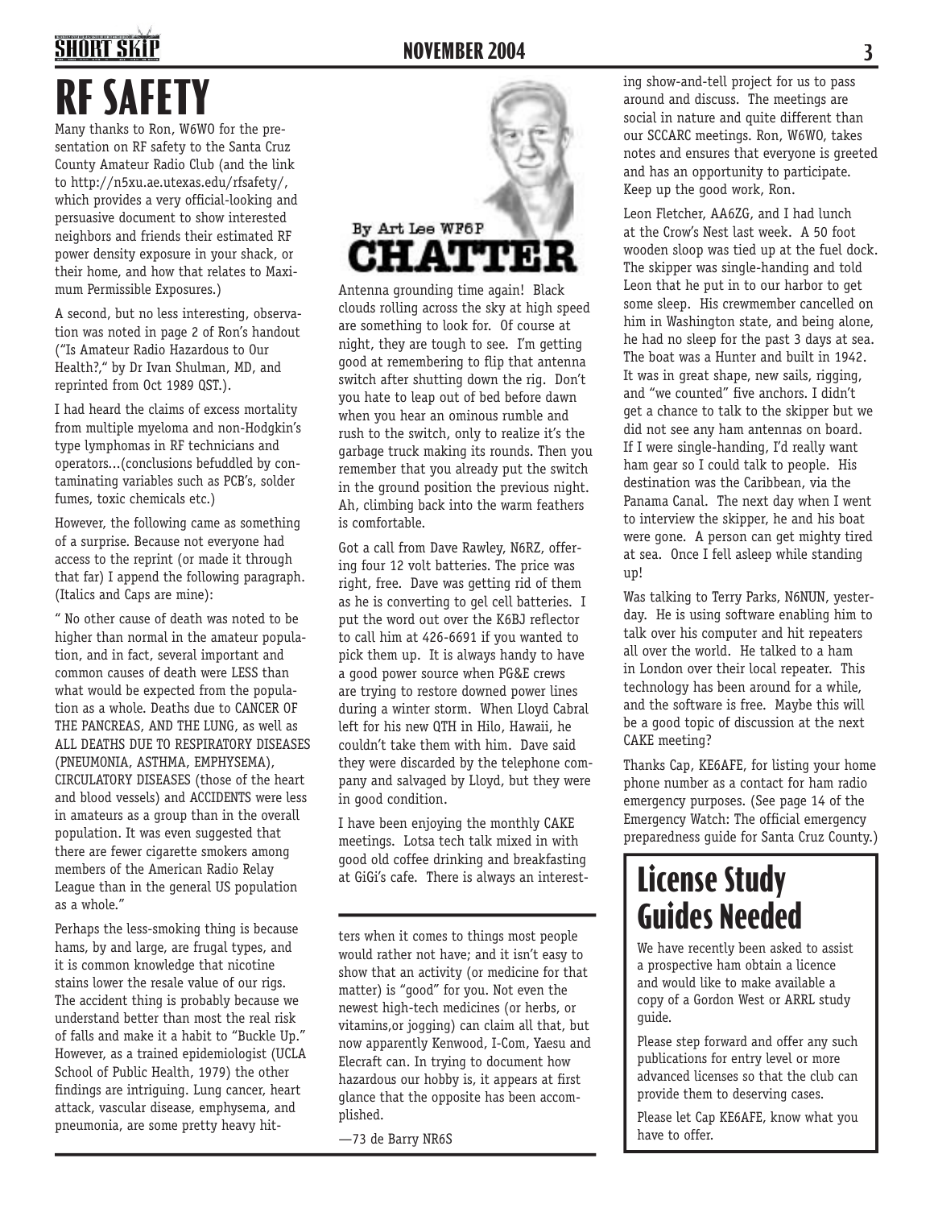# RF SAFETY

Many thanks to Ron, W6WO for the presentation on RF safety to the Santa Cruz County Amateur Radio Club (and the link to http://n5xu.ae.utexas.edu/rfsafety/, which provides a very official-looking and persuasive document to show interested neighbors and friends their estimated RF power density exposure in your shack, or their home, and how that relates to Maximum Permissible Exposures.)

A second, but no less interesting, observation was noted in page 2 of Ron's handout ("Is Amateur Radio Hazardous to Our Health?," by Dr Ivan Shulman, MD, and reprinted from Oct 1989 QST.).

I had heard the claims of excess mortality from multiple myeloma and non-Hodgkin's type lymphomas in RF technicians and operators...(conclusions befuddled by contaminating variables such as PCB's, solder fumes, toxic chemicals etc.)

However, the following came as something of a surprise. Because not everyone had access to the reprint (or made it through that far) I append the following paragraph. (Italics and Caps are mine):

" No other cause of death was noted to be higher than normal in the amateur population, and in fact, several important and common causes of death were LESS than what would be expected from the population as a whole. Deaths due to CANCER OF THE PANCREAS, AND THE LUNG, as well as ALL DEATHS DUE TO RESPIRATORY DISEASES (PNEUMONIA, ASTHMA, EMPHYSEMA), CIRCULATORY DISEASES (those of the heart and blood vessels) and ACCIDENTS were less in amateurs as a group than in the overall population. It was even suggested that there are fewer cigarette smokers among members of the American Radio Relay League than in the general US population as a whole."

Perhaps the less-smoking thing is because hams, by and large, are frugal types, and it is common knowledge that nicotine stains lower the resale value of our rigs. The accident thing is probably because we understand better than most the real risk of falls and make it a habit to "Buckle Up." However, as a trained epidemiologist (UCLA School of Public Health, 1979) the other findings are intriguing. Lung cancer, heart attack, vascular disease, emphysema, and pneumonia, are some pretty heavy hitters when it comes to things most people would rather not have; and it isn't easy to show that an activity (or medicine for that matter) is "good" for you. Not even the newest high-tech medicines (or herbs, or vitamins,or jogging) can claim all that, but now apparently Kenwood, I-Com, Yaesu and Elecraft can. In trying to document how hazardous our hobby is, it appears at first glance that the opposite has been accomplished.

—73 de Barry NR6S

# CHATTER

By Art Lee WF6P

Antenna grounding time again! Black clouds rolling across the sky at high speed are something to look for. Of course at night, they are tough to see. I'm getting good at remembering to flip that antenna switch after shutting down the rig. Don't you hate to leap out of bed before dawn when you hear an ominous rumble and rush to the switch, only to realize it's the garbage truck making its rounds. Then you remember that you already put the switch in the ground position the previous night. Ah, climbing back into the warm feathers is comfortable.

Got a call from Dave Rawley, N6RZ, offering four 12 volt batteries. The price was right, free. Dave was getting rid of them as he is converting to gel cell batteries. I put the word out over the K6BJ reflector to call him at 426-6691 if you wanted to pick them up. It is always handy to have a good power source when PG&E crews are trying to restore downed power lines during a winter storm. When Lloyd Cabral left for his new QTH in Hilo, Hawaii, he couldn't take them with him. Dave said they were discarded by the telephone company and salvaged by Lloyd, but they were in good condition.

I have been enjoying the monthly CAKE meetings. Lotsa tech talk mixed in with good old coffee drinking and breakfasting at GiGi's cafe. There is always an interesting show-and-tell project for us to pass around and discuss. The meetings are social in nature and quite different than our SCCARC meetings. Ron, W6WO, takes notes and ensures that everyone is greeted and has an opportunity to participate. Keep up the good work, Ron.

Leon Fletcher, AA6ZG, and I had lunch at the Crow's Nest last week. A 50 foot wooden sloop was tied up at the fuel dock. The skipper was single-handing and told Leon that he put in to our harbor to get some sleep. His crewmember cancelled on him in Washington state, and being alone, he had no sleep for the past 3 days at sea. The boat was a Hunter and built in 1942. It was in great shape, new sails, rigging, and "we counted" five anchors. I didn't get a chance to talk to the skipper but we did not see any ham antennas on board. If I were single-handing, I'd really want ham gear so I could talk to people. His destination was the Caribbean, via the Panama Canal. The next day when I went to interview the skipper, he and his boat were gone. A person can get mighty tired at sea. Once I fell asleep while standing up!

Was talking to Terry Parks, N6NUN, yesterday. He is using software enabling him to talk over his computer and hit repeaters all over the world. He talked to a ham in London over their local repeater. This technology has been around for a while, and the software is free. Maybe this will be a good topic of discussion at the next CAKE meeting?

Thanks Cap, KE6AFE, for listing your home phone number as a contact for ham radio emergency purposes. (See page 14 of the Emergency Watch: The official emergency preparedness guide for Santa Cruz County.)

# License Study Guides Needed

We have recently been asked to assist a prospective ham obtain a licence and would like to make available a copy of a Gordon West or ARRL study guide.

Please step forward and offer any such publications for entry level or more advanced licenses so that the club can provide them to deserving cases.

Please let Cap KE6AFE, know what you have to offer.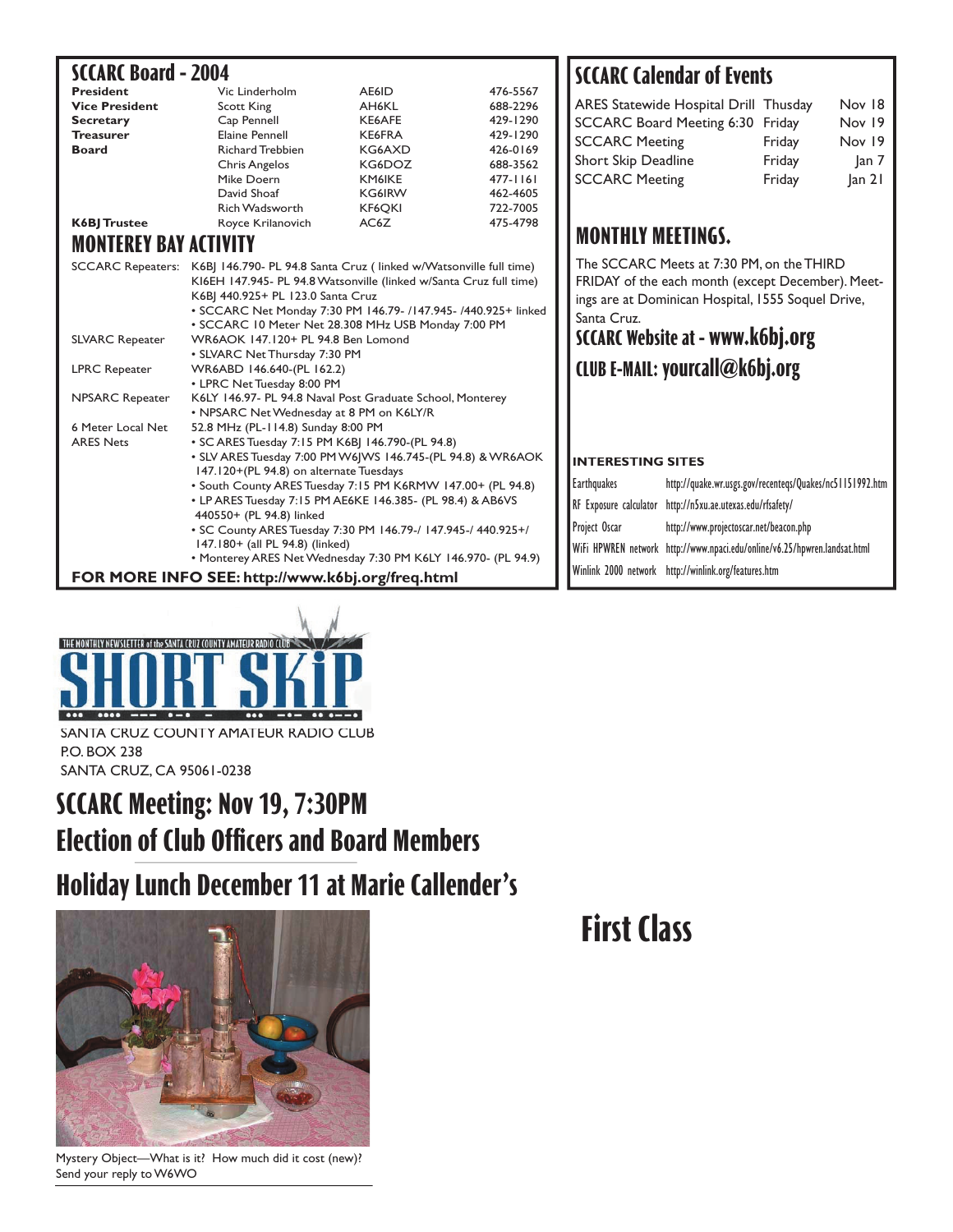## SCCARC Board - 2004

| | | | |
|---|---|---|---|
| **President** | Vic Linderholm | AE6ID | 476-5567 |
| **Vice President** | Scott King | AH6KL | 688-2296 |
| **Secretary** | Cap Pennell | KE6AFE | 429-1290 |
| **Treasurer** | Elaine Pennell | KE6FRA | 429-1290 |
| **Board** | Richard Trebbien | KG6AXD | 426-0169 |
| | Chris Angelos | KG6DOZ | 688-3562 |
| | Mike Doern | KM6IKE | 477-1161 |
| | David Shoaf | KG6IRW | 462-4605 |
| | Rich Wadsworth | KF6QKI | 722-7005 |
| **K6BJ Trustee** | Royce Krilanovich | AC6Z | 475-4798 |

## MONTEREY BAY ACTIVITY

SCCARC Repeaters: K6BJ 146.790- PL 94.8 Santa Cruz ( linked w/Watsonville full time)
KI6EH 147.945- PL 94.8 Watsonville (linked w/Santa Cruz full time)
K6BJ 440.925+ PL 123.0 Santa Cruz
- SCCARC Net Monday 7:30 PM 146.79- /147.945- /440.925+ linked
- SCCARC 10 Meter Net 28.308 MHz USB Monday 7:00 PM

SLVARC Repeater: WR6AOK 147.120+ PL 94.8 Ben Lomond
- SLVARC Net Thursday 7:30 PM

LPRC Repeater: WR6ABD 146.640-(PL 162.2)
- LPRC Net Tuesday 8:00 PM

NPSARC Repeater: K6LY 146.97- PL 94.8 Naval Post Graduate School, Monterey
- NPSARC Net Wednesday at 8 PM on K6LY/R

6 Meter Local Net: 52.8 MHz (PL-114.8) Sunday 8:00 PM

ARES Nets:
- SC ARES Tuesday 7:15 PM K6BJ 146.790-(PL 94.8)
- SLV ARES Tuesday 7:00 PM W6JWS 146.745-(PL 94.8) & WR6AOK 147.120+(PL 94.8) on alternate Tuesdays
- South County ARES Tuesday 7:15 PM K6RMW 147.00+ (PL 94.8)
- LP ARES Tuesday 7:15 PM AE6KE 146.385- (PL 98.4) & AB6VS 440550+ (PL 94.8) linked
- SC County ARES Tuesday 7:30 PM 146.79-/ 147.945-/ 440.925+/ 147.180+ (all PL 94.8) (linked)
- Monterey ARES Net Wednesday 7:30 PM K6LY 146.970- (PL 94.9)

**FOR MORE INFO SEE: http://www.k6bj.org/freq.html**

## SCCARC Calendar of Events

| | | |
|---|---|---|
| ARES Statewide Hospital Drill | Thusday | Nov 18 |
| SCCARC Board Meeting 6:30 | Friday | Nov 19 |
| SCCARC Meeting | Friday | Nov 19 |
| Short Skip Deadline | Friday | Jan 7 |
| SCCARC Meeting | Friday | Jan 21 |

## MONTHLY MEETINGS.

The SCCARC Meets at 7:30 PM, on the THIRD FRIDAY of the each month (except December). Meetings are at Dominican Hospital, 1555 Soquel Drive, Santa Cruz.

### SCCARC Website at - www.k6bj.org

### CLUB E-MAIL: yourcall@k6bj.org

**INTERESTING SITES**

| | |
|---|---|
| Earthquakes | http://quake.wr.usgs.gov/recenteqs/Quakes/nc51151992.htm |
| RF Exposure calculator | http://n5xu.ae.utexas.edu/rfsafety/ |
| Project Oscar | http://www.projectoscar.net/beacon.php |
| WiFi HPWREN network | http://www.npaci.edu/online/v6.25/hpwren.landsat.html |
| Winlink 2000 network | http://winlink.org/features.htm |

THE MONTHLY NEWSLETTER of the SANTA CRUZ COUNTY AMATEUR RADIO CLUB

# SHORT SKIP

SANTA CRUZ COUNTY AMATEUR RADIO CLUB
P.O. BOX 238
SANTA CRUZ, CA 95061-0238

## SCCARC Meeting: Nov 19, 7:30PM
## Election of Club Officers and Board Members

## Holiday Lunch December 11 at Marie Callender's

Mystery Object—What is it? How much did it cost (new)? Send your reply to W6WO

**First Class**